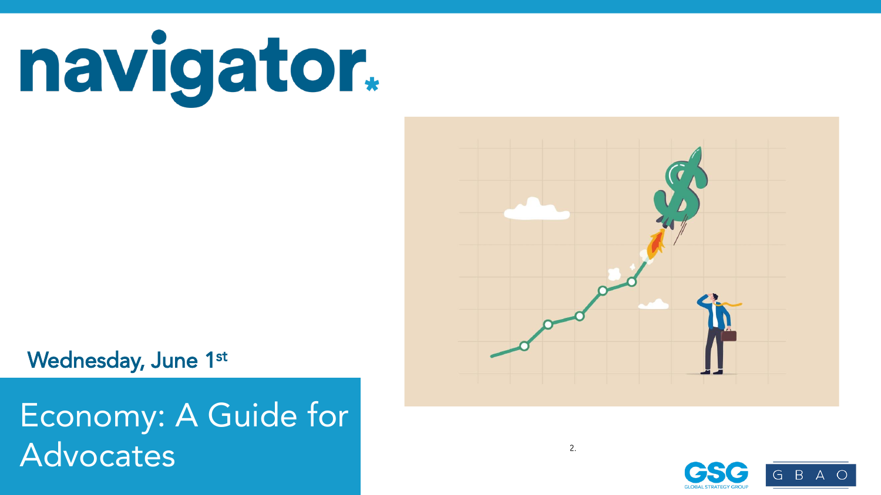# navigator

Wednesday, June 1st

## Economy: A Guide for Advocates

GSG GLOBAL STRATEGY GROUP

G B A O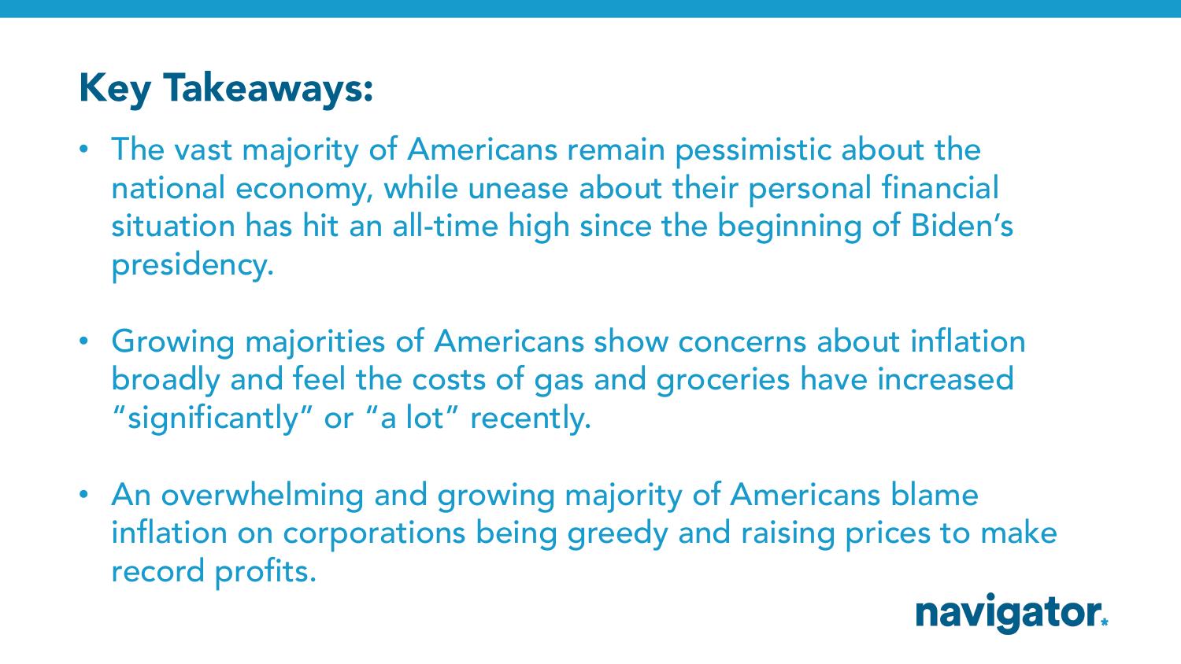## Key Takeaways:

- The vast majority of Americans remain pessimistic about the national economy, while unease about their personal financial situation has hit an all-time high since the beginning of Biden's presidency.

- Growing majorities of Americans show concerns about inflation broadly and feel the costs of gas and groceries have increased "significantly" or "a lot" recently.

- An overwhelming and growing majority of Americans blame inflation on corporations being greedy and raising prices to make record profits.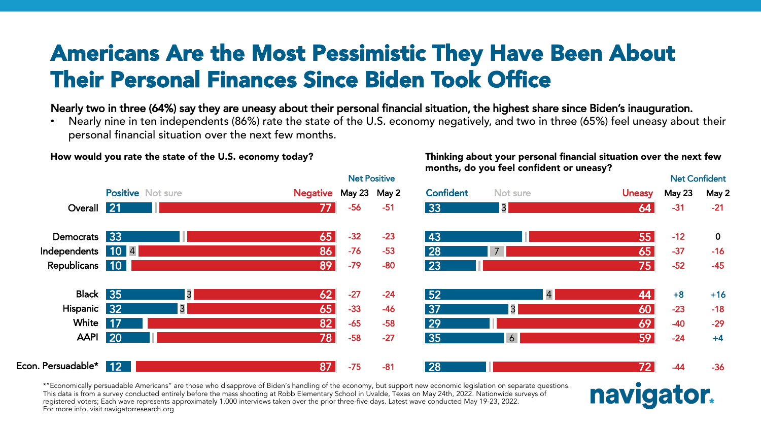# Americans Are the Most Pessimistic They Have Been About Their Personal Finances Since Biden Took Office

**Nearly two in three (64%) say they are uneasy about their personal financial situation, the highest share since Biden's inauguration.**

- Nearly nine in ten independents (86%) rate the state of the U.S. economy negatively, and two in three (65%) feel uneasy about their personal financial situation over the next few months.

**How would you rate the state of the U.S. economy today?**

| | Positive | Not sure | Negative | Net Positive May 23 | Net Positive May 2 |
|---|---|---|---|---|---|
| Overall | 21 | | 77 | -56 | -51 |
| Democrats | 33 | | 65 | -32 | -23 |
| Independents | 10 | 4 | 86 | -76 | -53 |
| Republicans | 10 | | 89 | -79 | -80 |
| Black | 35 | 3 | 62 | -27 | -24 |
| Hispanic | 32 | 3 | 65 | -33 | -46 |
| White | 17 | | 82 | -65 | -58 |
| AAPI | 20 | | 78 | -58 | -27 |
| Econ. Persuadable* | 12 | | 87 | -75 | -81 |

**Thinking about your personal financial situation over the next few months, do you feel confident or uneasy?**

| | Confident | Not sure | Uneasy | Net Confident May 23 | Net Confident May 2 |
|---|---|---|---|---|---|
| Overall | 33 | 3 | 64 | -31 | -21 |
| Democrats | 43 | | 55 | -12 | 0 |
| Independents | 28 | 7 | 65 | -37 | -16 |
| Republicans | 23 | | 75 | -52 | -45 |
| Black | 52 | 4 | 44 | +8 | +16 |
| Hispanic | 37 | 3 | 60 | -23 | -18 |
| White | 29 | | 69 | -40 | -29 |
| AAPI | 35 | 6 | 59 | -24 | +4 |
| Econ. Persuadable* | 28 | | 72 | -44 | -36 |

*"Economically persuadable Americans" are those who disapprove of Biden's handling of the economy, but support new economic legislation on separate questions. This data is from a survey conducted entirely before the mass shooting at Robb Elementary School in Uvalde, Texas on May 24th, 2022. Nationwide surveys of registered voters; Each wave represents approximately 1,000 interviews taken over the prior three-five days. Latest wave conducted May 19-23, 2022.
For more info, visit navigatorresearch.org

navigator.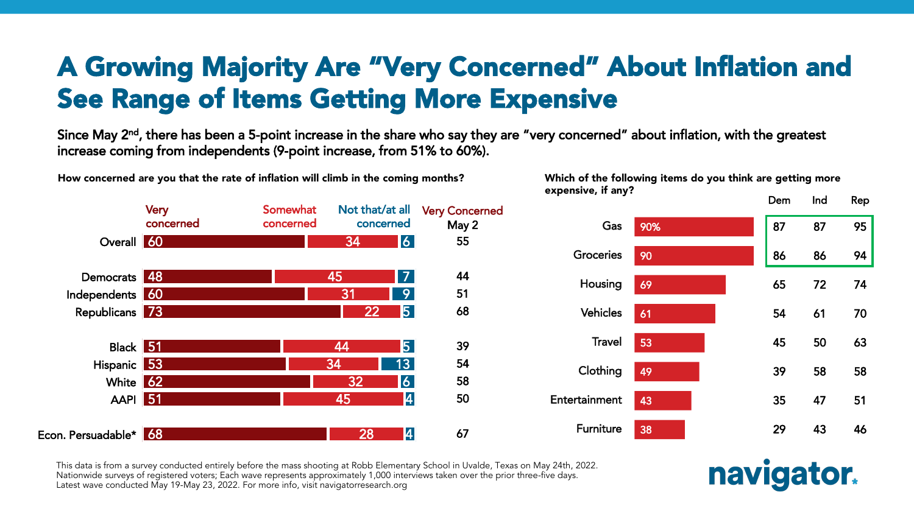# A Growing Majority Are "Very Concerned" About Inflation and See Range of Items Getting More Expensive

Since May 2nd, there has been a 5-point increase in the share who say they are "very concerned" about inflation, with the greatest increase coming from independents (9-point increase, from 51% to 60%).

**How concerned are you that the rate of inflation will climb in the coming months?**

| | Very concerned | Somewhat concerned | Not that/at all concerned | Very Concerned May 2 |
|---|---|---|---|---|
| Overall | 60 | 34 | 6 | 55 |
| Democrats | 48 | 45 | 7 | 44 |
| Independents | 60 | 31 | 9 | 51 |
| Republicans | 73 | 22 | 5 | 68 |
| Black | 51 | 44 | 5 | 39 |
| Hispanic | 53 | 34 | 13 | 54 |
| White | 62 | 32 | 6 | 58 |
| AAPI | 51 | 45 | 4 | 50 |
| Econ. Persuadable* | 68 | 28 | 4 | 67 |

**Which of the following items do you think are getting more expensive, if any?**

| | Total | Dem | Ind | Rep |
|---|---|---|---|---|
| Gas | 90% | 87 | 87 | 95 |
| Groceries | 90 | 86 | 86 | 94 |
| Housing | 69 | 65 | 72 | 74 |
| Vehicles | 61 | 54 | 61 | 70 |
| Travel | 53 | 45 | 50 | 63 |
| Clothing | 49 | 39 | 58 | 58 |
| Entertainment | 43 | 35 | 47 | 51 |
| Furniture | 38 | 29 | 43 | 46 |

This data is from a survey conducted entirely before the mass shooting at Robb Elementary School in Uvalde, Texas on May 24th, 2022.
Nationwide surveys of registered voters; Each wave represents approximately 1,000 interviews taken over the prior three-five days.
Latest wave conducted May 19-May 23, 2022. For more info, visit navigatorresearch.org

navigator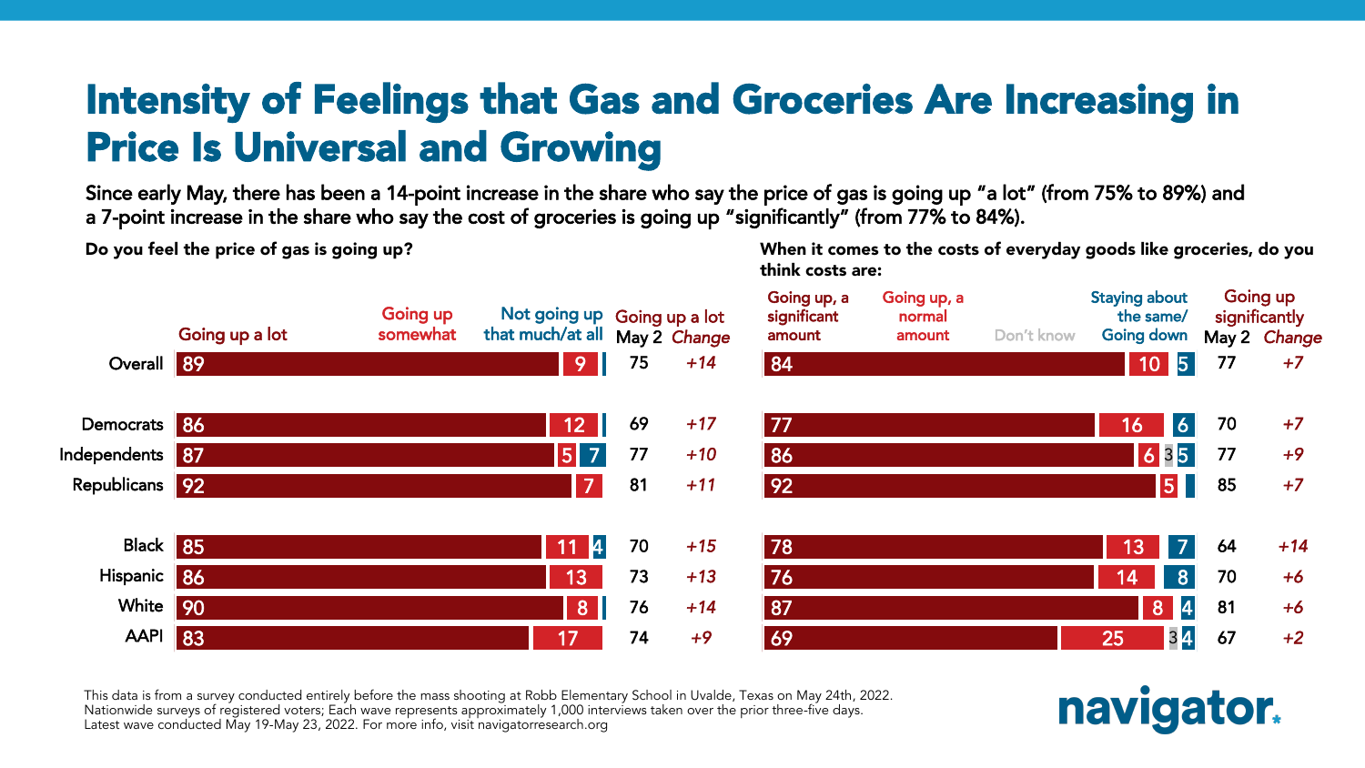# Intensity of Feelings that Gas and Groceries Are Increasing in Price Is Universal and Growing

**Since early May, there has been a 14-point increase in the share who say the price of gas is going up "a lot" (from 75% to 89%) and a 7-point increase in the share who say the cost of groceries is going up "significantly" (from 77% to 84%).**

**Do you feel the price of gas is going up?**

| | Going up a lot | Going up somewhat | Not going up that much/at all | Going up a lot May 2 | Change |
|---|---|---|---|---|---|
| Overall | 89 | 9 | | 75 | +14 |
| Democrats | 86 | 12 | | 69 | +17 |
| Independents | 87 | 5 | 7 | 77 | +10 |
| Republicans | 92 | 7 | | 81 | +11 |
| Black | 85 | 11 | 4 | 70 | +15 |
| Hispanic | 86 | 13 | | 73 | +13 |
| White | 90 | 8 | | 76 | +14 |
| AAPI | 83 | 17 | | 74 | +9 |

**When it comes to the costs of everyday goods like groceries, do you think costs are:**

| | Going up, a significant amount | Going up, a normal amount | Don't know | Staying about the same/ Going down | Going up significantly May 2 | Change |
|---|---|---|---|---|---|---|
| Overall | 84 | 10 | | 5 | 77 | +7 |
| Democrats | 77 | 16 | | 6 | 70 | +7 |
| Independents | 86 | 6 | 3 | 5 | 77 | +9 |
| Republicans | 92 | 5 | | | 85 | +7 |
| Black | 78 | 13 | | 7 | 64 | +14 |
| Hispanic | 76 | 14 | | 8 | 70 | +6 |
| White | 87 | 8 | | 4 | 81 | +6 |
| AAPI | 69 | 25 | 3 | 4 | 67 | +2 |

This data is from a survey conducted entirely before the mass shooting at Robb Elementary School in Uvalde, Texas on May 24th, 2022.
Nationwide surveys of registered voters; Each wave represents approximately 1,000 interviews taken over the prior three-five days.
Latest wave conducted May 19-May 23, 2022. For more info, visit navigatorresearch.org

navigator.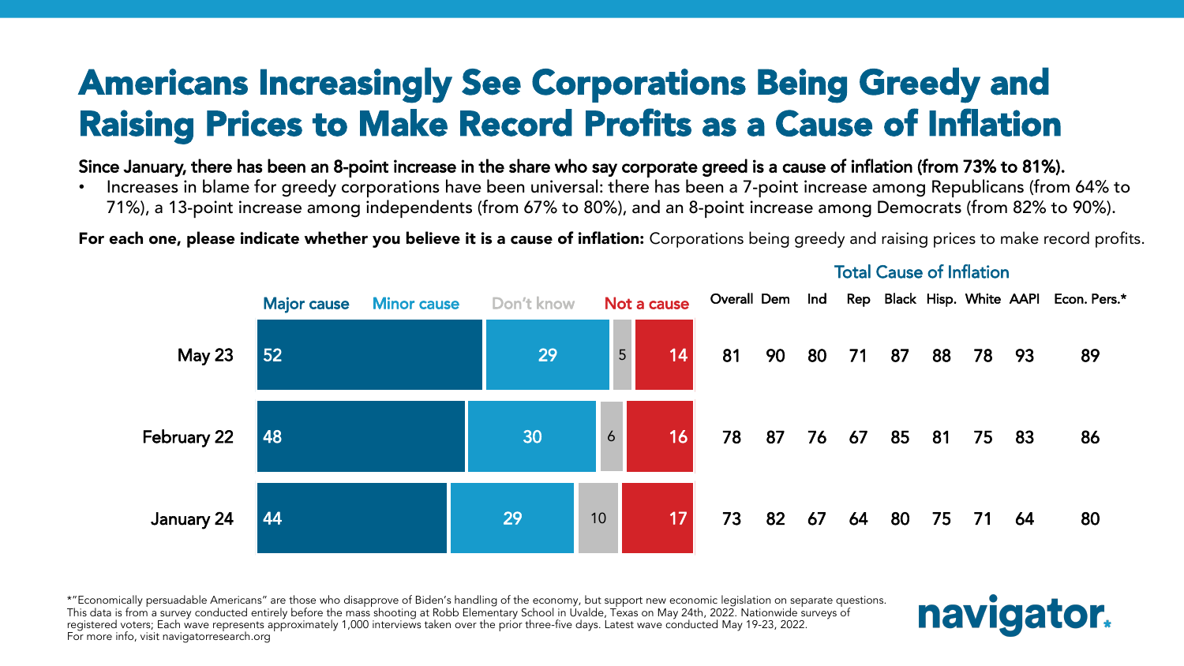# Americans Increasingly See Corporations Being Greedy and Raising Prices to Make Record Profits as a Cause of Inflation

**Since January, there has been an 8-point increase in the share who say corporate greed is a cause of inflation (from 73% to 81%).**

- Increases in blame for greedy corporations have been universal: there has been a 7-point increase among Republicans (from 64% to 71%), a 13-point increase among independents (from 67% to 80%), and an 8-point increase among Democrats (from 82% to 90%).

**For each one, please indicate whether you believe it is a cause of inflation:** Corporations being greedy and raising prices to make record profits.

| | Major cause | Minor cause | Don't know | Not a cause |
|---|---|---|---|---|
| May 23 | 52 | 29 | 5 | 14 |
| February 22 | 48 | 30 | 6 | 16 |
| January 24 | 44 | 29 | 10 | 17 |

**Total Cause of Inflation**

| | Overall | Dem | Ind | Rep | Black | Hisp. | White | AAPI | Econ. Pers.* |
|---|---|---|---|---|---|---|---|---|---|
| May 23 | 81 | 90 | 80 | 71 | 87 | 88 | 78 | 93 | 89 |
| February 22 | 78 | 87 | 76 | 67 | 85 | 81 | 75 | 83 | 86 |
| January 24 | 73 | 82 | 67 | 64 | 80 | 75 | 71 | 64 | 80 |

*"Economically persuadable Americans" are those who disapprove of Biden's handling of the economy, but support new economic legislation on separate questions.
This data is from a survey conducted entirely before the mass shooting at Robb Elementary School in Uvalde, Texas on May 24th, 2022. Nationwide surveys of registered voters; Each wave represents approximately 1,000 interviews taken over the prior three-five days. Latest wave conducted May 19-23, 2022.
For more info, visit navigatorresearch.org

navigator.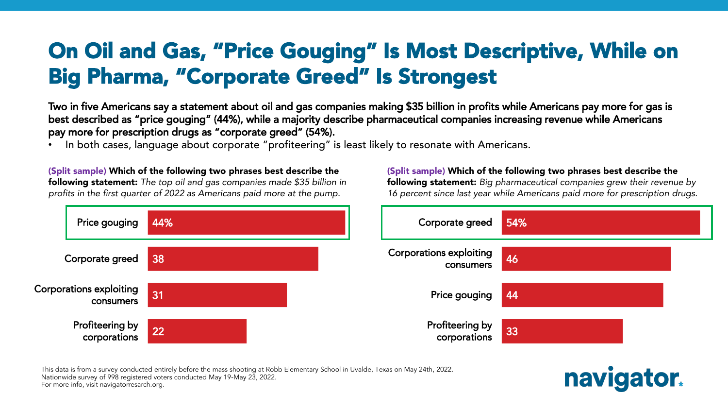# On Oil and Gas, "Price Gouging" Is Most Descriptive, While on Big Pharma, "Corporate Greed" Is Strongest

**Two in five Americans say a statement about oil and gas companies making $35 billion in profits while Americans pay more for gas is best described as "price gouging" (44%), while a majority describe pharmaceutical companies increasing revenue while Americans pay more for prescription drugs as "corporate greed" (54%).**

- In both cases, language about corporate "profiteering" is least likely to resonate with Americans.

**(Split sample) Which of the following two phrases best describe the following statement:** *The top oil and gas companies made $35 billion in profits in the first quarter of 2022 as Americans paid more at the pump.*

| Phrase | % |
|---|---|
| Price gouging | 44% |
| Corporate greed | 38 |
| Corporations exploiting consumers | 31 |
| Profiteering by corporations | 22 |

**(Split sample) Which of the following two phrases best describe the following statement:** *Big pharmaceutical companies grew their revenue by 16 percent since last year while Americans paid more for prescription drugs.*

| Phrase | % |
|---|---|
| Corporate greed | 54% |
| Corporations exploiting consumers | 46 |
| Price gouging | 44 |
| Profiteering by corporations | 33 |

This data is from a survey conducted entirely before the mass shooting at Robb Elementary School in Uvalde, Texas on May 24th, 2022.
Nationwide survey of 998 registered voters conducted May 19-May 23, 2022.
For more info, visit navigatorresearch.org.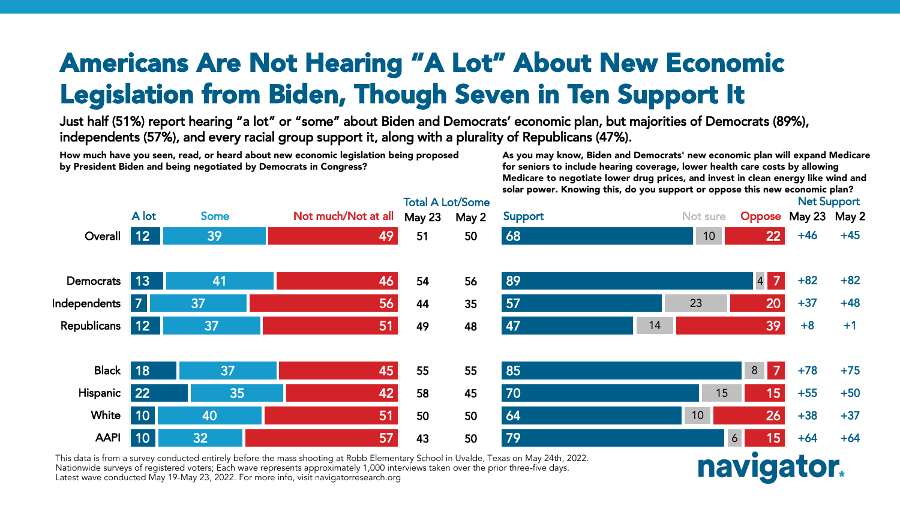# Americans Are Not Hearing "A Lot" About New Economic Legislation from Biden, Though Seven in Ten Support It

**Just half (51%) report hearing "a lot" or "some" about Biden and Democrats' economic plan, but majorities of Democrats (89%), independents (57%), and every racial group support it, along with a plurality of Republicans (47%).**

**How much have you seen, read, or heard about new economic legislation being proposed by President Biden and being negotiated by Democrats in Congress?**

**As you may know, Biden and Democrats' new economic plan will expand Medicare for seniors to include hearing coverage, lower health care costs by allowing Medicare to negotiate lower drug prices, and invest in clean energy like wind and solar power. Knowing this, do you support or oppose this new economic plan?**

| | A lot | Some | Not much/Not at all | Total A Lot/Some May 23 | Total A Lot/Some May 2 | Support | Not sure | Oppose | Net Support May 23 | Net Support May 2 |
|---|---|---|---|---|---|---|---|---|---|---|
| Overall | 12 | 39 | 49 | 51 | 50 | 68 | 10 | 22 | +46 | +45 |
| Democrats | 13 | 41 | 46 | 54 | 56 | 89 | 4 | 7 | +82 | +82 |
| Independents | 7 | 37 | 56 | 44 | 35 | 57 | 23 | 20 | +37 | +48 |
| Republicans | 12 | 37 | 51 | 49 | 48 | 47 | 14 | 39 | +8 | +1 |
| Black | 18 | 37 | 45 | 55 | 55 | 85 | 8 | 7 | +78 | +75 |
| Hispanic | 22 | 35 | 42 | 58 | 45 | 70 | 15 | 15 | +55 | +50 |
| White | 10 | 40 | 51 | 50 | 50 | 64 | 10 | 26 | +38 | +37 |
| AAPI | 10 | 32 | 57 | 43 | 50 | 79 | 6 | 15 | +64 | +64 |

This data is from a survey conducted entirely before the mass shooting at Robb Elementary School in Uvalde, Texas on May 24th, 2022.
Nationwide surveys of registered voters; Each wave represents approximately 1,000 interviews taken over the prior three-five days.
Latest wave conducted May 19-May 23, 2022. For more info, visit navigatorresearch.org

navigator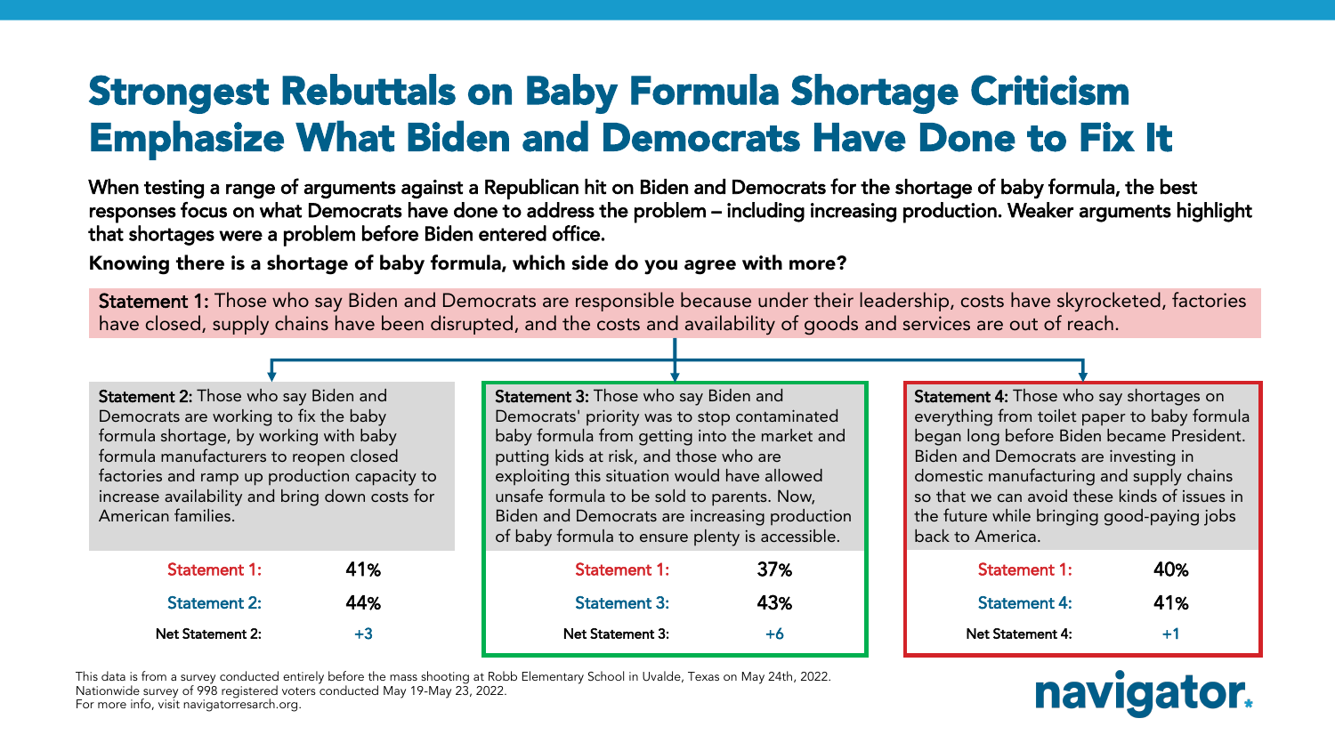# Strongest Rebuttals on Baby Formula Shortage Criticism Emphasize What Biden and Democrats Have Done to Fix It

**When testing a range of arguments against a Republican hit on Biden and Democrats for the shortage of baby formula, the best responses focus on what Democrats have done to address the problem – including increasing production. Weaker arguments highlight that shortages were a problem before Biden entered office.**

**Knowing there is a shortage of baby formula, which side do you agree with more?**

**Statement 1:** Those who say Biden and Democrats are responsible because under their leadership, costs have skyrocketed, factories have closed, supply chains have been disrupted, and the costs and availability of goods and services are out of reach.

**Statement 2:** Those who say Biden and Democrats are working to fix the baby formula shortage, by working with baby formula manufacturers to reopen closed factories and ramp up production capacity to increase availability and bring down costs for American families.

| | |
|---|---|
| Statement 1: | 41% |
| Statement 2: | 44% |
| Net Statement 2: | +3 |

**Statement 3:** Those who say Biden and Democrats' priority was to stop contaminated baby formula from getting into the market and putting kids at risk, and those who are exploiting this situation would have allowed unsafe formula to be sold to parents. Now, Biden and Democrats are increasing production of baby formula to ensure plenty is accessible.

| | |
|---|---|
| Statement 1: | 37% |
| Statement 3: | 43% |
| Net Statement 3: | +6 |

**Statement 4:** Those who say shortages on everything from toilet paper to baby formula began long before Biden became President. Biden and Democrats are investing in domestic manufacturing and supply chains so that we can avoid these kinds of issues in the future while bringing good-paying jobs back to America.

| | |
|---|---|
| Statement 1: | 40% |
| Statement 4: | 41% |
| Net Statement 4: | +1 |

This data is from a survey conducted entirely before the mass shooting at Robb Elementary School in Uvalde, Texas on May 24th, 2022.
Nationwide survey of 998 registered voters conducted May 19-May 23, 2022.
For more info, visit navigatorresarch.org.

navigator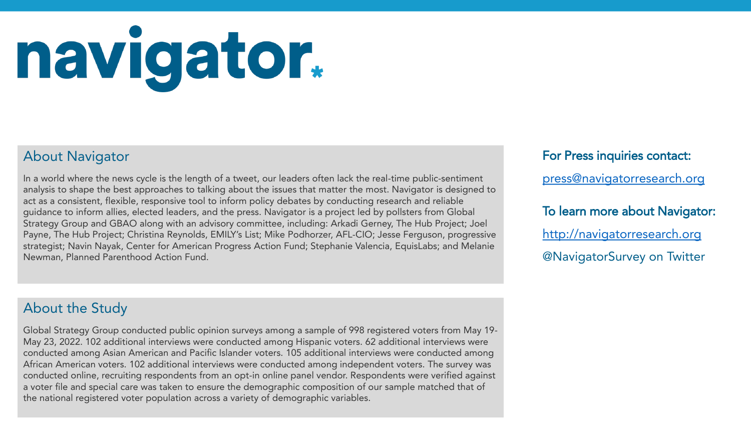# navigator.

## About Navigator

In a world where the news cycle is the length of a tweet, our leaders often lack the real-time public-sentiment analysis to shape the best approaches to talking about the issues that matter the most. Navigator is designed to act as a consistent, flexible, responsive tool to inform policy debates by conducting research and reliable guidance to inform allies, elected leaders, and the press. Navigator is a project led by pollsters from Global Strategy Group and GBAO along with an advisory committee, including: Arkadi Gerney, The Hub Project; Joel Payne, The Hub Project; Christina Reynolds, EMILY's List; Mike Podhorzer, AFL-CIO; Jesse Ferguson, progressive strategist; Navin Nayak, Center for American Progress Action Fund; Stephanie Valencia, EquisLabs; and Melanie Newman, Planned Parenthood Action Fund.

## About the Study

Global Strategy Group conducted public opinion surveys among a sample of 998 registered voters from May 19-May 23, 2022. 102 additional interviews were conducted among Hispanic voters. 62 additional interviews were conducted among Asian American and Pacific Islander voters. 105 additional interviews were conducted among African American voters. 102 additional interviews were conducted among independent voters. The survey was conducted online, recruiting respondents from an opt-in online panel vendor. Respondents were verified against a voter file and special care was taken to ensure the demographic composition of our sample matched that of the national registered voter population across a variety of demographic variables.

**For Press inquiries contact:**

press@navigatorresearch.org

**To learn more about Navigator:**

http://navigatorresearch.org

@NavigatorSurvey on Twitter